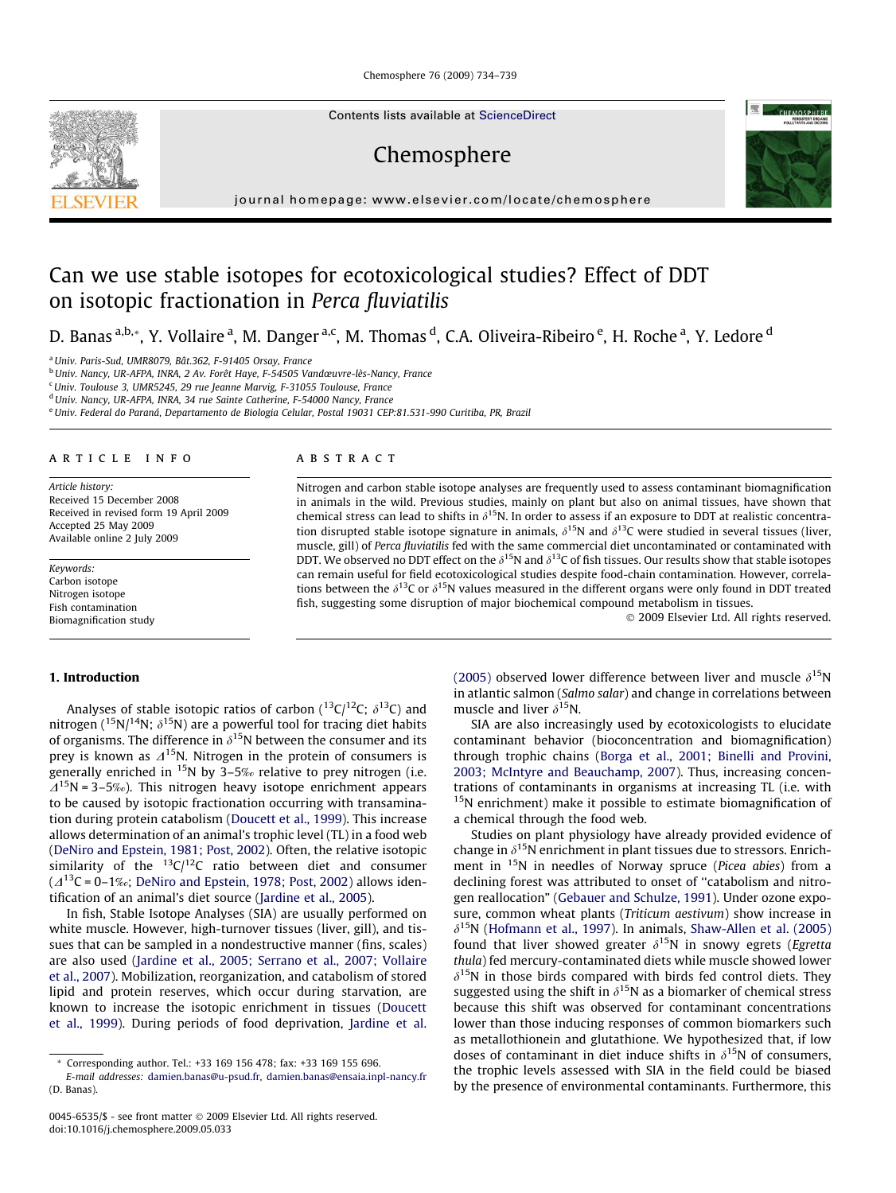# Can we use stable isotopes for ecotoxicological studies? Effect of DDT on isotopic fractionation in *Perca fluviatilis*

D. Banas [a,b,*], Y. Vollaire [a], M. Danger [a,c], M. Thomas [d], C.A. Oliveira-Ribeiro [e], H. Roche [a], Y. Ledore [d]

[a] Univ. Paris-Sud, UMR8079, Bât.362, F-91405 Orsay, France
[b] Univ. Nancy, UR-AFPA, INRA, 2 Av. Forêt Haye, F-54505 Vandœuvre-lès-Nancy, France
[c] Univ. Toulouse 3, UMR5245, 29 rue Jeanne Marvig, F-31055 Toulouse, France
[d] Univ. Nancy, UR-AFPA, INRA, 34 rue Sainte Catherine, F-54000 Nancy, France
[e] Univ. Federal do Paraná, Departamento de Biologia Celular, Postal 19031 CEP:81.531-990 Curitiba, PR, Brazil

## ARTICLE INFO

*Article history:*
Received 15 December 2008
Received in revised form 19 April 2009
Accepted 25 May 2009
Available online 2 July 2009

*Keywords:*
Carbon isotope
Nitrogen isotope
Fish contamination
Biomagnification study

## ABSTRACT

Nitrogen and carbon stable isotope analyses are frequently used to assess contaminant biomagnification in animals in the wild. Previous studies, mainly on plant but also on animal tissues, have shown that chemical stress can lead to shifts in $\delta^{15}$N. In order to assess if an exposure to DDT at realistic concentration disrupted stable isotope signature in animals, $\delta^{15}$N and $\delta^{13}$C were studied in several tissues (liver, muscle, gill) of *Perca fluviatilis* fed with the same commercial diet uncontaminated or contaminated with DDT. We observed no DDT effect on the $\delta^{15}$N and $\delta^{13}$C of fish tissues. Our results show that stable isotopes can remain useful for field ecotoxicological studies despite food-chain contamination. However, correlations between the $\delta^{13}$C or $\delta^{15}$N values measured in the different organs were only found in DDT treated fish, suggesting some disruption of major biochemical compound metabolism in tissues.

© 2009 Elsevier Ltd. All rights reserved.

## 1. Introduction

Analyses of stable isotopic ratios of carbon ($^{13}$C/$^{12}$C; $\delta^{13}$C) and nitrogen ($^{15}$N/$^{14}$N; $\delta^{15}$N) are a powerful tool for tracing diet habits of organisms. The difference in $\delta^{15}$N between the consumer and its prey is known as $\Delta^{15}$N. Nitrogen in the protein of consumers is generally enriched in $^{15}$N by 3–5‰ relative to prey nitrogen (i.e. $\Delta^{15}$N = 3–5‰). This nitrogen heavy isotope enrichment appears to be caused by isotopic fractionation occurring with transamination during protein catabolism (Doucett et al., 1999). This increase allows determination of an animal's trophic level (TL) in a food web (DeNiro and Epstein, 1981; Post, 2002). Often, the relative isotopic similarity of the $^{13}$C/$^{12}$C ratio between diet and consumer ($\Delta^{13}$C = 0–1‰; DeNiro and Epstein, 1978; Post, 2002) allows identification of an animal's diet source (Jardine et al., 2005).

In fish, Stable Isotope Analyses (SIA) are usually performed on white muscle. However, high-turnover tissues (liver, gill), and tissues that can be sampled in a nondestructive manner (fins, scales) are also used (Jardine et al., 2005; Serrano et al., 2007; Vollaire et al., 2007). Mobilization, reorganization, and catabolism of stored lipid and protein reserves, which occur during starvation, are known to increase the isotopic enrichment in tissues (Doucett et al., 1999). During periods of food deprivation, Jardine et al. (2005) observed lower difference between liver and muscle $\delta^{15}$N in atlantic salmon (*Salmo salar*) and change in correlations between muscle and liver $\delta^{15}$N.

SIA are also increasingly used by ecotoxicologists to elucidate contaminant behavior (bioconcentration and biomagnification) through trophic chains (Borga et al., 2001; Binelli and Provini, 2003; McIntyre and Beauchamp, 2007). Thus, increasing concentrations of contaminants in organisms at increasing TL (i.e. with $^{15}$N enrichment) make it possible to estimate biomagnification of a chemical through the food web.

Studies on plant physiology have already provided evidence of change in $\delta^{15}$N enrichment in plant tissues due to stressors. Enrichment in $^{15}$N in needles of Norway spruce (*Picea abies*) from a declining forest was attributed to onset of "catabolism and nitrogen reallocation" (Gebauer and Schulze, 1991). Under ozone exposure, common wheat plants (*Triticum aestivum*) show increase in $\delta^{15}$N (Hofmann et al., 1997). In animals, Shaw-Allen et al. (2005) found that liver showed greater $\delta^{15}$N in snowy egrets (*Egretta thula*) fed mercury-contaminated diets while muscle showed lower $\delta^{15}$N in those birds compared with birds fed control diets. They suggested using the shift in $\delta^{15}$N as a biomarker of chemical stress because this shift was observed for contaminant concentrations lower than those inducing responses of common biomarkers such as metallothionein and glutathione. We hypothesized that, if low doses of contaminant in diet induce shifts in $\delta^{15}$N of consumers, the trophic levels assessed with SIA in the field could be biased by the presence of environmental contaminants. Furthermore, this

* Corresponding author. Tel.: +33 169 156 478; fax: +33 169 155 696.
E-mail addresses: damien.banas@u-psud.fr, damien.banas@ensaia.inpl-nancy.fr (D. Banas).

0045-6535/$ - see front matter © 2009 Elsevier Ltd. All rights reserved.
doi:10.1016/j.chemosphere.2009.05.033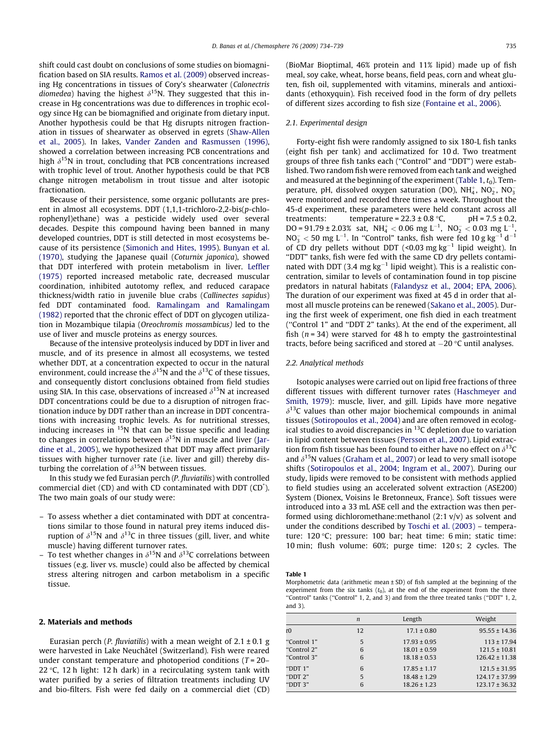shift could cast doubt on conclusions of some studies on biomagnification based on SIA results. Ramos et al. (2009) observed increasing Hg concentrations in tissues of Cory's shearwater (*Calonectris diomedea*) having the highest $\delta^{15}N$. They suggested that this increase in Hg concentrations was due to differences in trophic ecology since Hg can be biomagnified and originate from dietary input. Another hypothesis could be that Hg disrupts nitrogen fractionation in tissues of shearwater as observed in egrets (Shaw-Allen et al., 2005). In lakes, Vander Zanden and Rasmussen (1996), showed a correlation between increasing PCB concentrations and high $\delta^{15}N$ in trout, concluding that PCB concentrations increased with trophic level of trout. Another hypothesis could be that PCB change nitrogen metabolism in trout tissue and alter isotopic fractionation.

Because of their persistence, some organic pollutants are present in almost all ecosystems. DDT (1,1,1-trichloro-2,2-bis(*p*-chlorophenyl)ethane) was a pesticide widely used over several decades. Despite this compound having been banned in many developed countries, DDT is still detected in most ecosystems because of its persistence (Simonich and Hites, 1995). Bunyan et al. (1970), studying the Japanese quail (*Coturnix japonica*), showed that DDT interfered with protein metabolism in liver. Leffler (1975) reported increased metabolic rate, decreased muscular coordination, inhibited autotomy reflex, and reduced carapace thickness/width ratio in juvenile blue crabs (*Callinectes sapidus*) fed DDT contaminated food. Ramalingam and Ramalingam (1982) reported that the chronic effect of DDT on glycogen utilization in Mozambique tilapia (*Oreochromis mossambicus*) led to the use of liver and muscle proteins as energy sources.

Because of the intensive proteolysis induced by DDT in liver and muscle, and of its presence in almost all ecosystems, we tested whether DDT, at a concentration expected to occur in the natural environment, could increase the $\delta^{15}N$ and the $\delta^{13}C$ of these tissues, and consequently distort conclusions obtained from field studies using SIA. In this case, observations of increased $\delta^{15}N$ at increased DDT concentrations could be due to a disruption of nitrogen fractionation induce by DDT rather than an increase in DDT concentrations with increasing trophic levels. As for nutritional stresses, inducing increases in $^{15}N$ that can be tissue specific and leading to changes in correlations between $\delta^{15}N$ in muscle and liver (Jardine et al., 2005), we hypothesized that DDT may affect primarily tissues with higher turnover rate (i.e. liver and gill) thereby disturbing the correlation of $\delta^{15}N$ between tissues.

In this study we fed Eurasian perch (*P. fluviatilis*) with controlled commercial diet (CD) and with CD contaminated with DDT (CD*). The two main goals of our study were:

- To assess whether a diet contaminated with DDT at concentrations similar to those found in natural prey items induced disruption of $\delta^{15}N$ and $\delta^{13}C$ in three tissues (gill, liver, and white muscle) having different turnover rates.
- To test whether changes in $\delta^{15}N$ and $\delta^{13}C$ correlations between tissues (e.g. liver vs. muscle) could also be affected by chemical stress altering nitrogen and carbon metabolism in a specific tissue.

## 2. Materials and methods

Eurasian perch (*P. fluviatilis*) with a mean weight of 2.1 ± 0.1 g were harvested in Lake Neuchâtel (Switzerland). Fish were reared under constant temperature and photoperiod conditions (*T* = 20–22 °C, 12 h light: 12 h dark) in a recirculating system tank with water purified by a series of filtration treatments including UV and bio-filters. Fish were fed daily on a commercial diet (CD) (BioMar Bioptimal, 46% protein and 11% lipid) made up of fish meal, soy cake, wheat, horse beans, field peas, corn and wheat gluten, fish oil, supplemented with vitamins, minerals and antioxidants (ethoxyquin). Fish received food in the form of dry pellets of different sizes according to fish size (Fontaine et al., 2006).

### 2.1. Experimental design

Forty-eight fish were randomly assigned to six 180-L fish tanks (eight fish per tank) and acclimatized for 10 d. Two treatment groups of three fish tanks each ("Control" and "DDT") were established. Two random fish were removed from each tank and weighed and measured at the beginning of the experiment (Table 1, $t_0$). Temperature, pH, dissolved oxygen saturation (DO), $NH_4^+$, $NO_2^-$, $NO_3^-$ were monitored and recorded three times a week. Throughout the 45-d experiment, these parameters were held constant across all treatments: temperature = 22.3 ± 0.8 °C, pH = 7.5 ± 0.2, DO = 91.79 ± 2.03% sat, $NH_4^+$ < 0.06 mg L$^{-1}$, $NO_2^-$ < 0.03 mg L$^{-1}$, $NO_3^-$ < 50 mg L$^{-1}$. In "Control" tanks, fish were fed 10 g kg$^{-1}$ d$^{-1}$ of CD dry pellets without DDT (<0.03 mg kg$^{-1}$ lipid weight). In "DDT" tanks, fish were fed with the same CD dry pellets contaminated with DDT (3.4 mg kg$^{-1}$ lipid weight). This is a realistic concentration, similar to levels of contamination found in top piscine predators in natural habitats (Falandysz et al., 2004; EPA, 2006). The duration of our experiment was fixed at 45 d in order that almost all muscle proteins can be renewed (Sakano et al., 2005). During the first week of experiment, one fish died in each treatment ("Control 1" and "DDT 2" tanks). At the end of the experiment, all fish (*n* = 34) were starved for 48 h to empty the gastrointestinal tracts, before being sacrificed and stored at −20 °C until analyses.

### 2.2. Analytical methods

Isotopic analyses were carried out on lipid free fractions of three different tissues with different turnover rates (Haschmeyer and Smith, 1979): muscle, liver, and gill. Lipids have more negative $\delta^{13}C$ values than other major biochemical compounds in animal tissues (Sotiropoulos et al., 2004) and are often removed in ecological studies to avoid discrepancies in $^{13}C$ depletion due to variation in lipid content between tissues (Persson et al., 2007). Lipid extraction from fish tissue has been found to either have no effect on $\delta^{13}C$ and $\delta^{15}N$ values (Graham et al., 2007) or lead to very small isotope shifts (Sotiropoulos et al., 2004; Ingram et al., 2007). During our study, lipids were removed to be consistent with methods applied to field studies using an accelerated solvent extraction (ASE200) System (Dionex, Voisins le Bretonneux, France). Soft tissues were introduced into a 33 mL ASE cell and the extraction was then performed using dichloromethane:methanol (2:1 v/v) as solvent and under the conditions described by Toschi et al. (2003) – temperature: 120 °C; pressure: 100 bar; heat time: 6 min; static time: 10 min; flush volume: 60%; purge time: 120 s; 2 cycles. The

**Table 1**
Morphometric data (arithmetic mean ± SD) of fish sampled at the beginning of the experiment from the six tanks ($t_0$), at the end of the experiment from the three "Control" tanks ("Control" 1, 2, and 3) and from the three treated tanks ("DDT" 1, 2, and 3).

| | *n* | Length | Weight |
|---|---|---|---|
| $t_0$ | 12 | 17.1 ± 0.80 | 95.55 ± 14.36 |
| "Control 1" | 5 | 17.93 ± 0.95 | 113 ± 17.94 |
| "Control 2" | 6 | 18.01 ± 0.59 | 121.5 ± 10.81 |
| "Control 3" | 6 | 18.18 ± 0.53 | 126.42 ± 11.38 |
| "DDT 1" | 6 | 17.85 ± 1.17 | 121.5 ± 31.95 |
| "DDT 2" | 5 | 18.48 ± 1.29 | 124.17 ± 37.99 |
| "DDT 3" | 6 | 18.26 ± 1.23 | 123.17 ± 36.32 |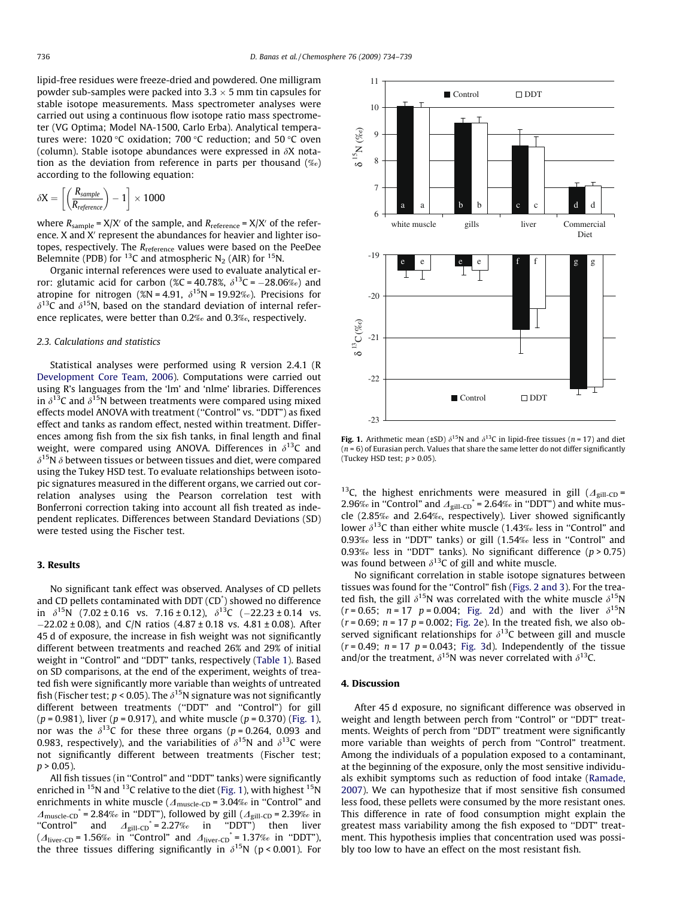lipid-free residues were freeze-dried and powdered. One milligram powder sub-samples were packed into 3.3 × 5 mm tin capsules for stable isotope measurements. Mass spectrometer analyses were carried out using a continuous flow isotope ratio mass spectrometer (VG Optima; Model NA-1500, Carlo Erba). Analytical temperatures were: 1020 °C oxidation; 700 °C reduction; and 50 °C oven (column). Stable isotope abundances were expressed in δX notation as the deviation from reference in parts per thousand (‰) according to the following equation:

$$\delta X = \left[\left(\frac{R_{sample}}{R_{reference}}\right) - 1\right] \times 1000$$

where $R_{sample} = X/X'$ of the sample, and $R_{reference} = X/X'$ of the reference. X and X′ represent the abundances for heavier and lighter isotopes, respectively. The $R_{reference}$ values were based on the PeeDee Belemnite (PDB) for $^{13}C$ and atmospheric $N_2$ (AIR) for $^{15}N$.

Organic internal references were used to evaluate analytical error: glutamic acid for carbon (%C = 40.78%, $\delta^{13}C = -28.06$‰) and atropine for nitrogen (%N = 4.91, $\delta^{15}N = 19.92$‰). Precisions for $\delta^{13}C$ and $\delta^{15}N$, based on the standard deviation of internal reference replicates, were better than 0.2‰ and 0.3‰, respectively.

### 2.3. Calculations and statistics

Statistical analyses were performed using R version 2.4.1 (R Development Core Team, 2006). Computations were carried out using R's languages from the 'lm' and 'nlme' libraries. Differences in $\delta^{13}C$ and $\delta^{15}N$ between treatments were compared using mixed effects model ANOVA with treatment ("Control" vs. "DDT") as fixed effect and tanks as random effect, nested within treatment. Differences among fish from the six fish tanks, in final length and final weight, were compared using ANOVA. Differences in $\delta^{13}C$ and $\delta^{15}N$ δ between tissues or between tissues and diet, were compared using the Tukey HSD test. To evaluate relationships between isotopic signatures measured in the different organs, we carried out correlation analyses using the Pearson correlation test with Bonferroni correction taking into account all fish treated as independent replicates. Differences between Standard Deviations (SD) were tested using the Fischer test.

## 3. Results

No significant tank effect was observed. Analyses of CD pellets and CD pellets contaminated with DDT (CD*) showed no difference in $\delta^{15}N$ (7.02 ± 0.16 vs. 7.16 ± 0.12), $\delta^{13}C$ (−22.23 ± 0.14 vs. −22.02 ± 0.08), and C/N ratios (4.87 ± 0.18 vs. 4.81 ± 0.08). After 45 d of exposure, the increase in fish weight was not significantly different between treatments and reached 26% and 29% of initial weight in "Control" and "DDT" tanks, respectively (Table 1). Based on SD comparisons, at the end of the experiment, weights of treated fish were significantly more variable than weights of untreated fish (Fischer test; $p < 0.05$). The $\delta^{15}N$ signature was not significantly different between treatments ("DDT" and "Control") for gill ($p = 0.981$), liver ($p = 0.917$), and white muscle ($p = 0.370$) (Fig. 1), nor was the $\delta^{13}C$ for these three organs ($p = 0.264$, 0.093 and 0.983, respectively), and the variabilities of $\delta^{15}N$ and $\delta^{13}C$ were not significantly different between treatments (Fischer test; $p > 0.05$).

All fish tissues (in "Control" and "DDT" tanks) were significantly enriched in $^{15}N$ and $^{13}C$ relative to the diet (Fig. 1), with highest $^{15}N$ enrichments in white muscle ($\Delta_{muscle\text{-}CD} = 3.04$‰ in "Control" and $\Delta_{muscle\text{-}CD^*} = 2.84$‰ in "DDT"), followed by gill ($\Delta_{gill\text{-}CD} = 2.39$‰ in "Control" and $\Delta_{gill\text{-}CD^*} = 2.27$‰ in "DDT") then liver ($\Delta_{liver\text{-}CD} = 1.56$‰ in "Control" and $\Delta_{liver\text{-}CD^*} = 1.37$‰ in "DDT"), the three tissues differing significantly in $\delta^{15}N$ ($p < 0.001$). For $^{13}C$, the highest enrichments were measured in gill ($\Delta_{gill\text{-}CD} = 2.96$‰ in "Control" and $\Delta_{gill\text{-}CD^*} = 2.64$‰ in "DDT") and white muscle (2.85‰ and 2.64‰, respectively). Liver showed significantly lower $\delta^{13}C$ than either white muscle (1.43‰ less in "Control" and 0.93‰ less in "DDT" tanks) or gill (1.54‰ less in "Control" and 0.93‰ less in "DDT" tanks). No significant difference ($p > 0.75$) was found between $\delta^{13}C$ of gill and white muscle.

No significant correlation in stable isotope signatures between tissues was found for the "Control" fish (Figs. 2 and 3). For the treated fish, the gill $\delta^{15}N$ was correlated with the white muscle $\delta^{15}N$ ($r = 0.65$; $n = 17$ $p = 0.004$; Fig. 2d) and with the liver $\delta^{15}N$ ($r = 0.69$; $n = 17$ $p = 0.002$; Fig. 2e). In the treated fish, we also observed significant relationships for $\delta^{13}C$ between gill and muscle ($r = 0.49$; $n = 17$ $p = 0.043$; Fig. 3d). Independently of the tissue and/or the treatment, $\delta^{15}N$ was never correlated with $\delta^{13}C$.

Fig. 1. Arithmetic mean (±SD) $\delta^{15}N$ and $\delta^{13}C$ in lipid-free tissues ($n = 17$) and diet ($n = 6$) of Eurasian perch. Values that share the same letter do not differ significantly (Tuckey HSD test; $p > 0.05$).

## 4. Discussion

After 45 d exposure, no significant difference was observed in weight and length between perch from "Control" or "DDT" treatments. Weights of perch from "DDT" treatment were significantly more variable than weights of perch from "Control" treatment. Among the individuals of a population exposed to a contaminant, at the beginning of the exposure, only the most sensitive individuals exhibit symptoms such as reduction of food intake (Ramade, 2007). We can hypothesize that if most sensitive fish consumed less food, these pellets were consumed by the more resistant ones. This difference in rate of food consumption might explain the greatest mass variability among the fish exposed to "DDT" treatment. This hypothesis implies that concentration used was possibly too low to have an effect on the most resistant fish.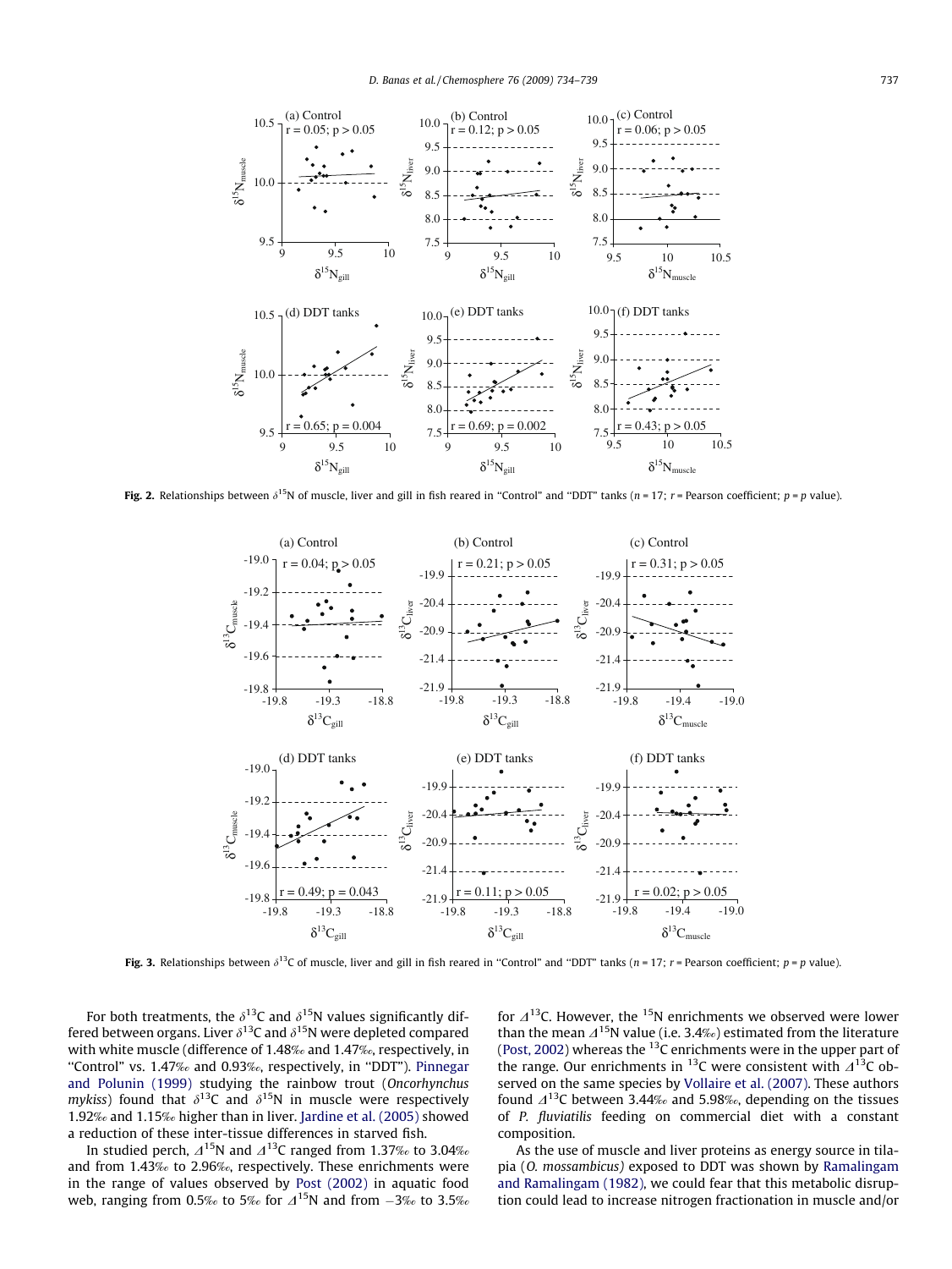**Fig. 2.** Relationships between $\delta^{15}N$ of muscle, liver and gill in fish reared in "Control" and "DDT" tanks ($n = 17$; $r$ = Pearson coefficient; $p$ = $p$ value).

**Fig. 3.** Relationships between $\delta^{13}C$ of muscle, liver and gill in fish reared in "Control" and "DDT" tanks ($n = 17$; $r$ = Pearson coefficient; $p$ = $p$ value).

For both treatments, the $\delta^{13}C$ and $\delta^{15}N$ values significantly differed between organs. Liver $\delta^{13}C$ and $\delta^{15}N$ were depleted compared with white muscle (difference of 1.48‰ and 1.47‰, respectively, in "Control" vs. 1.47‰ and 0.93‰, respectively, in "DDT"). Pinnegar and Polunin (1999) studying the rainbow trout (*Oncorhynchus mykiss*) found that $\delta^{13}C$ and $\delta^{15}N$ in muscle were respectively 1.92‰ and 1.15‰ higher than in liver. Jardine et al. (2005) showed a reduction of these inter-tissue differences in starved fish.

In studied perch, $\Delta^{15}N$ and $\Delta^{13}C$ ranged from 1.37‰ to 3.04‰ and from 1.43‰ to 2.96‰, respectively. These enrichments were in the range of values observed by Post (2002) in aquatic food web, ranging from 0.5‰ to 5‰ for $\Delta^{15}N$ and from −3‰ to 3.5‰ for $\Delta^{13}C$. However, the $^{15}N$ enrichments we observed were lower than the mean $\Delta^{15}N$ value (i.e. 3.4‰) estimated from the literature (Post, 2002) whereas the $^{13}C$ enrichments were in the upper part of the range. Our enrichments in $^{13}C$ were consistent with $\Delta^{13}C$ observed on the same species by Vollaire et al. (2007). These authors found $\Delta^{13}C$ between 3.44‰ and 5.98‰, depending on the tissues of *P. fluviatilis* feeding on commercial diet with a constant composition.

As the use of muscle and liver proteins as energy source in tilapia (*O. mossambicus)* exposed to DDT was shown by Ramalingam and Ramalingam (1982), we could fear that this metabolic disruption could lead to increase nitrogen fractionation in muscle and/or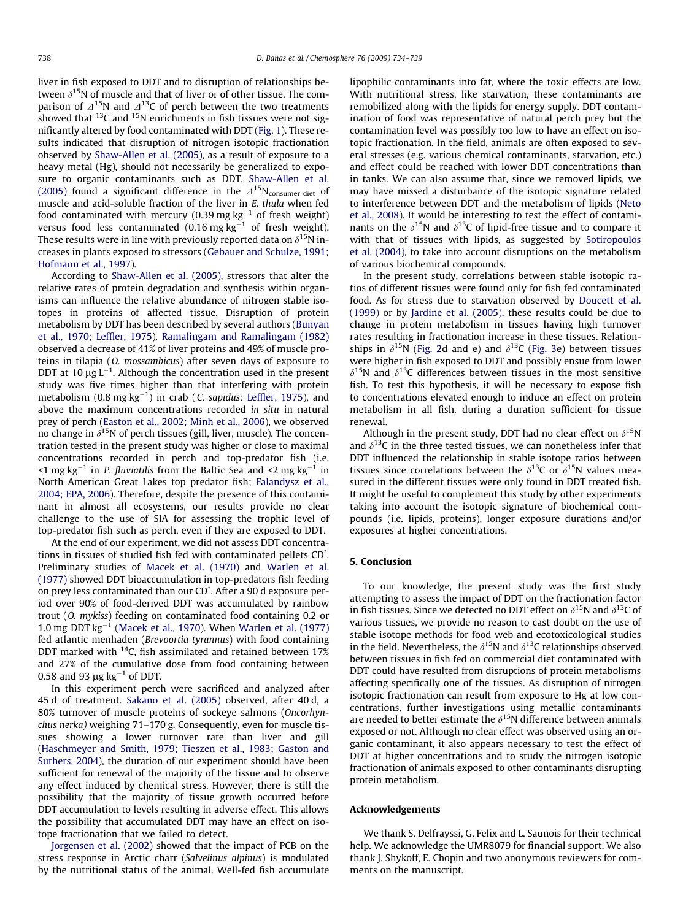liver in fish exposed to DDT and to disruption of relationships between $\delta^{15}$N of muscle and that of liver or of other tissue. The comparison of $\Delta^{15}$N and $\Delta^{13}$C of perch between the two treatments showed that $^{13}$C and $^{15}$N enrichments in fish tissues were not significantly altered by food contaminated with DDT (Fig. 1). These results indicated that disruption of nitrogen isotopic fractionation observed by Shaw-Allen et al. (2005), as a result of exposure to a heavy metal (Hg), should not necessarily be generalized to exposure to organic contaminants such as DDT. Shaw-Allen et al. (2005) found a significant difference in the $\Delta^{15}N_{consumer\text{-}diet}$ of muscle and acid-soluble fraction of the liver in *E. thula* when fed food contaminated with mercury (0.39 mg kg$^{-1}$ of fresh weight) versus food less contaminated (0.16 mg kg$^{-1}$ of fresh weight). These results were in line with previously reported data on $\delta^{15}$N increases in plants exposed to stressors (Gebauer and Schulze, 1991; Hofmann et al., 1997).

According to Shaw-Allen et al. (2005), stressors that alter the relative rates of protein degradation and synthesis within organisms can influence the relative abundance of nitrogen stable isotopes in proteins of affected tissue. Disruption of protein metabolism by DDT has been described by several authors (Bunyan et al., 1970; Leffler, 1975). Ramalingam and Ramalingam (1982) observed a decrease of 41% of liver proteins and 49% of muscle proteins in tilapia (*O. mossambicus*) after seven days of exposure to DDT at 10 μg L$^{-1}$. Although the concentration used in the present study was five times higher than that interfering with protein metabolism (0.8 mg kg$^{-1}$) in crab (*C. sapidus;* Leffler, 1975), and above the maximum concentrations recorded *in situ* in natural prey of perch (Easton et al., 2002; Minh et al., 2006), we observed no change in $\delta^{15}$N of perch tissues (gill, liver, muscle). The concentration tested in the present study was higher or close to maximal concentrations recorded in perch and top-predator fish (i.e. <1 mg kg$^{-1}$ in *P. fluviatilis* from the Baltic Sea and <2 mg kg$^{-1}$ in North American Great Lakes top predator fish; Falandysz et al., 2004; EPA, 2006). Therefore, despite the presence of this contaminant in almost all ecosystems, our results provide no clear challenge to the use of SIA for assessing the trophic level of top-predator fish such as perch, even if they are exposed to DDT.

At the end of our experiment, we did not assess DDT concentrations in tissues of studied fish fed with contaminated pellets CD*. Preliminary studies of Macek et al. (1970) and Warlen et al. (1977) showed DDT bioaccumulation in top-predators fish feeding on prey less contaminated than our CD*. After a 90 d exposure period over 90% of food-derived DDT was accumulated by rainbow trout (*O. mykiss*) feeding on contaminated food containing 0.2 or 1.0 mg DDT kg$^{-1}$ (Macek et al., 1970). When Warlen et al. (1977) fed atlantic menhaden (*Brevoortia tyrannus*) with food containing DDT marked with $^{14}$C, fish assimilated and retained between 17% and 27% of the cumulative dose from food containing between 0.58 and 93 μg kg$^{-1}$ of DDT.

In this experiment perch were sacrificed and analyzed after 45 d of treatment. Sakano et al. (2005) observed, after 40 d, a 80% turnover of muscle proteins of sockeye salmons (*Oncorhynchus nerka)* weighing 71–170 g. Consequently, even for muscle tissues showing a lower turnover rate than liver and gill (Haschmeyer and Smith, 1979; Tieszen et al., 1983; Gaston and Suthers, 2004), the duration of our experiment should have been sufficient for renewal of the majority of the tissue and to observe any effect induced by chemical stress. However, there is still the possibility that the majority of tissue growth occurred before DDT accumulation to levels resulting in adverse effect. This allows the possibility that accumulated DDT may have an effect on isotope fractionation that we failed to detect.

Jorgensen et al. (2002) showed that the impact of PCB on the stress response in Arctic charr (*Salvelinus alpinus*) is modulated by the nutritional status of the animal. Well-fed fish accumulate lipophilic contaminants into fat, where the toxic effects are low. With nutritional stress, like starvation, these contaminants are remobilized along with the lipids for energy supply. DDT contamination of food was representative of natural perch prey but the contamination level was possibly too low to have an effect on isotopic fractionation. In the field, animals are often exposed to several stresses (e.g. various chemical contaminants, starvation, etc.) and effect could be reached with lower DDT concentrations than in tanks. We can also assume that, since we removed lipids, we may have missed a disturbance of the isotopic signature related to interference between DDT and the metabolism of lipids (Neto et al., 2008). It would be interesting to test the effect of contaminants on the $\delta^{15}$N and $\delta^{13}$C of lipid-free tissue and to compare it with that of tissues with lipids, as suggested by Sotiropoulos et al. (2004), to take into account disruptions on the metabolism of various biochemical compounds.

In the present study, correlations between stable isotopic ratios of different tissues were found only for fish fed contaminated food. As for stress due to starvation observed by Doucett et al. (1999) or by Jardine et al. (2005), these results could be due to change in protein metabolism in tissues having high turnover rates resulting in fractionation increase in these tissues. Relationships in $\delta^{15}$N (Fig. 2d and e) and $\delta^{13}$C (Fig. 3e) between tissues were higher in fish exposed to DDT and possibly ensue from lower $\delta^{15}$N and $\delta^{13}$C differences between tissues in the most sensitive fish. To test this hypothesis, it will be necessary to expose fish to concentrations elevated enough to induce an effect on protein metabolism in all fish, during a duration sufficient for tissue renewal.

Although in the present study, DDT had no clear effect on $\delta^{15}$N and $\delta^{13}$C in the three tested tissues, we can nonetheless infer that DDT influenced the relationship in stable isotope ratios between tissues since correlations between the $\delta^{13}$C or $\delta^{15}$N values measured in the different tissues were only found in DDT treated fish. It might be useful to complement this study by other experiments taking into account the isotopic signature of biochemical compounds (i.e. lipids, proteins), longer exposure durations and/or exposures at higher concentrations.

## 5. Conclusion

To our knowledge, the present study was the first study attempting to assess the impact of DDT on the fractionation factor in fish tissues. Since we detected no DDT effect on $\delta^{15}$N and $\delta^{13}$C of various tissues, we provide no reason to cast doubt on the use of stable isotope methods for food web and ecotoxicological studies in the field. Nevertheless, the $\delta^{15}$N and $\delta^{13}$C relationships observed between tissues in fish fed on commercial diet contaminated with DDT could have resulted from disruptions of protein metabolisms affecting specifically one of the tissues. As disruption of nitrogen isotopic fractionation can result from exposure to Hg at low concentrations, further investigations using metallic contaminants are needed to better estimate the $\delta^{15}$N difference between animals exposed or not. Although no clear effect was observed using an organic contaminant, it also appears necessary to test the effect of DDT at higher concentrations and to study the nitrogen isotopic fractionation of animals exposed to other contaminants disrupting protein metabolism.

## Acknowledgements

We thank S. Delfrayssi, G. Felix and L. Saunois for their technical help. We acknowledge the UMR8079 for financial support. We also thank J. Shykoff, E. Chopin and two anonymous reviewers for comments on the manuscript.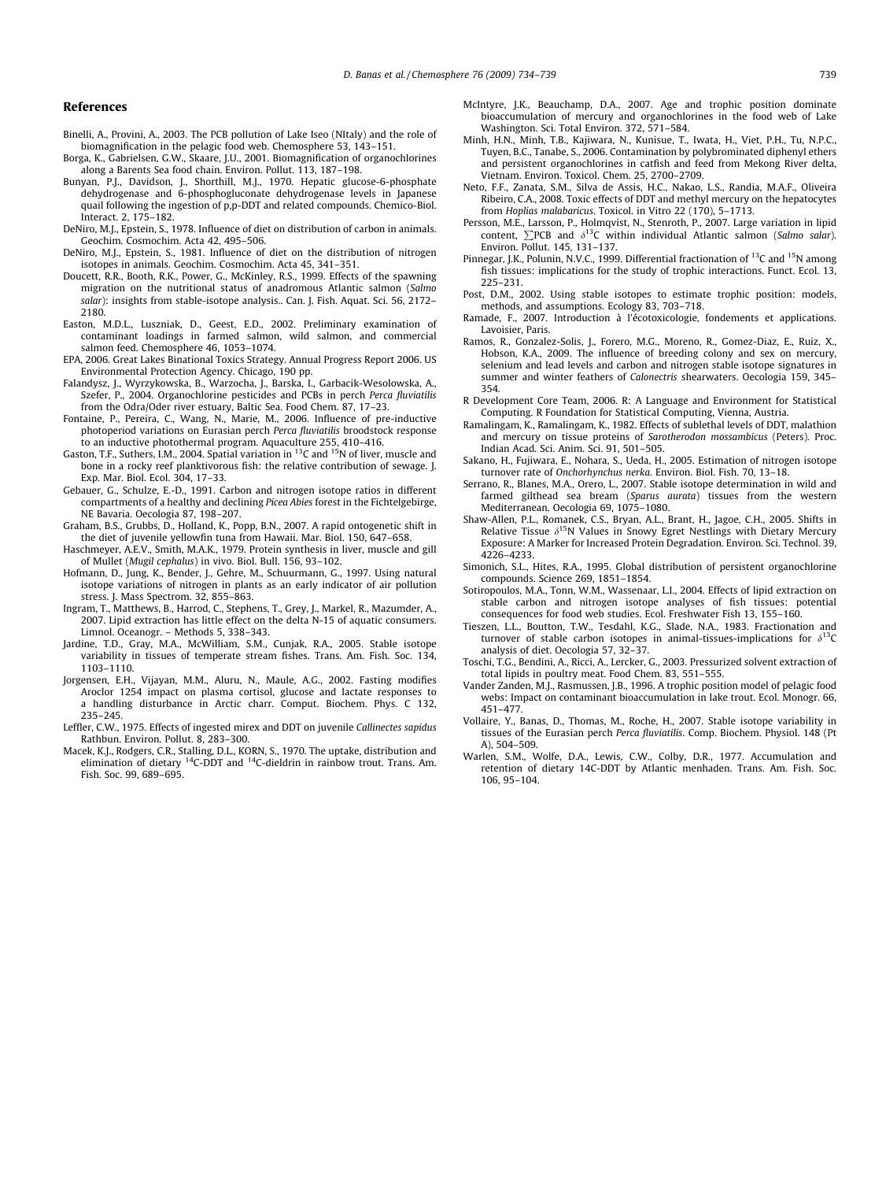## References

Binelli, A., Provini, A., 2003. The PCB pollution of Lake Iseo (NItaly) and the role of biomagnification in the pelagic food web. Chemosphere 53, 143–151.

Borga, K., Gabrielsen, G.W., Skaare, J.U., 2001. Biomagnification of organochlorines along a Barents Sea food chain. Environ. Pollut. 113, 187–198.

Bunyan, P.J., Davidson, J., Shorthill, M.J., 1970. Hepatic glucose-6-phosphate dehydrogenase and 6-phosphogluconate dehydrogenase levels in Japanese quail following the ingestion of p,p-DDT and related compounds. Chemico-Biol. Interact. 2, 175–182.

DeNiro, M.J., Epstein, S., 1978. Influence of diet on distribution of carbon in animals. Geochim. Cosmochim. Acta 42, 495–506.

DeNiro, M.J., Epstein, S., 1981. Influence of diet on the distribution of nitrogen isotopes in animals. Geochim. Cosmochim. Acta 45, 341–351.

Doucett, R.R., Booth, R.K., Power, G., McKinley, R.S., 1999. Effects of the spawning migration on the nutritional status of anadromous Atlantic salmon (*Salmo salar*): insights from stable-isotope analysis.. Can. J. Fish. Aquat. Sci. 56, 2172–2180.

Easton, M.D.L., Luszniak, D., Geest, E.D., 2002. Preliminary examination of contaminant loadings in farmed salmon, wild salmon, and commercial salmon feed. Chemosphere 46, 1053–1074.

EPA, 2006. Great Lakes Binational Toxics Strategy. Annual Progress Report 2006. US Environmental Protection Agency. Chicago, 190 pp.

Falandysz, J., Wyrzykowska, B., Warzocha, J., Barska, I., Garbacik-Wesolowska, A., Szefer, P., 2004. Organochlorine pesticides and PCBs in perch *Perca fluviatilis* from the Odra/Oder river estuary, Baltic Sea. Food Chem. 87, 17–23.

Fontaine, P., Pereira, C., Wang, N., Marie, M., 2006. Influence of pre-inductive photoperiod variations on Eurasian perch *Perca fluviatilis* broodstock response to an inductive photothermal program. Aquaculture 255, 410–416.

Gaston, T.F., Suthers, I.M., 2004. Spatial variation in $^{13}C$ and $^{15}N$ of liver, muscle and bone in a rocky reef planktivorous fish: the relative contribution of sewage. J. Exp. Mar. Biol. Ecol. 304, 17–33.

Gebauer, G., Schulze, E.-D., 1991. Carbon and nitrogen isotope ratios in different compartments of a healthy and declining *Picea Abies* forest in the Fichtelgebirge, NE Bavaria. Oecologia 87, 198–207.

Graham, B.S., Grubbs, D., Holland, K., Popp, B.N., 2007. A rapid ontogenetic shift in the diet of juvenile yellowfin tuna from Hawaii. Mar. Biol. 150, 647–658.

Haschmeyer, A.E.V., Smith, M.A.K., 1979. Protein synthesis in liver, muscle and gill of Mullet (*Mugil cephalus*) in vivo. Biol. Bull. 156, 93–102.

Hofmann, D., Jung, K., Bender, J., Gehre, M., Schuurmann, G., 1997. Using natural isotope variations of nitrogen in plants as an early indicator of air pollution stress. J. Mass Spectrom. 32, 855–863.

Ingram, T., Matthews, B., Harrod, C., Stephens, T., Grey, J., Markel, R., Mazumder, A., 2007. Lipid extraction has little effect on the delta N-15 of aquatic consumers. Limnol. Oceanogr. – Methods 5, 338–343.

Jardine, T.D., Gray, M.A., McWilliam, S.M., Cunjak, R.A., 2005. Stable isotope variability in tissues of temperate stream fishes. Trans. Am. Fish. Soc. 134, 1103–1110.

Jorgensen, E.H., Vijayan, M.M., Aluru, N., Maule, A.G., 2002. Fasting modifies Aroclor 1254 impact on plasma cortisol, glucose and lactate responses to a handling disturbance in Arctic charr. Comput. Biochem. Phys. C 132, 235–245.

Leffler, C.W., 1975. Effects of ingested mirex and DDT on juvenile *Callinectes sapidus* Rathbun. Environ. Pollut. 8, 283–300.

Macek, K.J., Rodgers, C.R., Stalling, D.L., KORN, S., 1970. The uptake, distribution and elimination of dietary $^{14}C$-DDT and $^{14}C$-dieldrin in rainbow trout. Trans. Am. Fish. Soc. 99, 689–695.

McIntyre, J.K., Beauchamp, D.A., 2007. Age and trophic position dominate bioaccumulation of mercury and organochlorines in the food web of Lake Washington. Sci. Total Environ. 372, 571–584.

Minh, H.N., Minh, T.B., Kajiwara, N., Kunisue, T., Iwata, H., Viet, P.H., Tu, N.P.C., Tuyen, B.C., Tanabe, S., 2006. Contamination by polybrominated diphenyl ethers and persistent organochlorines in catfish and feed from Mekong River delta, Vietnam. Environ. Toxicol. Chem. 25, 2700–2709.

Neto, F.F., Zanata, S.M., Silva de Assis, H.C., Nakao, L.S., Randia, M.A.F., Oliveira Ribeiro, C.A., 2008. Toxic effects of DDT and methyl mercury on the hepatocytes from *Hoplias malabaricus*. Toxicol. in Vitro 22 (170), 5–1713.

Persson, M.E., Larsson, P., Holmqvist, N., Stenroth, P., 2007. Large variation in lipid content, $\sum$PCB and $\delta^{13}C$ within individual Atlantic salmon (*Salmo salar*). Environ. Pollut. 145, 131–137.

Pinnegar, J.K., Polunin, N.V.C., 1999. Differential fractionation of $^{13}C$ and $^{15}N$ among fish tissues: implications for the study of trophic interactions. Funct. Ecol. 13, 225–231.

Post, D.M., 2002. Using stable isotopes to estimate trophic position: models, methods, and assumptions. Ecology 83, 703–718.

Ramade, F., 2007. Introduction à l'écotoxicologie, fondements et applications. Lavoisier, Paris.

Ramos, R., Gonzalez-Solis, J., Forero, M.G., Moreno, R., Gomez-Diaz, E., Ruiz, X., Hobson, K.A., 2009. The influence of breeding colony and sex on mercury, selenium and lead levels and carbon and nitrogen stable isotope signatures in summer and winter feathers of *Calonectris* shearwaters. Oecologia 159, 345–354.

R Development Core Team, 2006. R: A Language and Environment for Statistical Computing. R Foundation for Statistical Computing, Vienna, Austria.

Ramalingam, K., Ramalingam, K., 1982. Effects of sublethal levels of DDT, malathion and mercury on tissue proteins of *Sarotherodon mossambicus* (Peters). Proc. Indian Acad. Sci. Anim. Sci. 91, 501–505.

Sakano, H., Fujiwara, E., Nohara, S., Ueda, H., 2005. Estimation of nitrogen isotope turnover rate of *Onchorhynchus nerka*. Environ. Biol. Fish. 70, 13–18.

Serrano, R., Blanes, M.A., Orero, L., 2007. Stable isotope determination in wild and farmed gilthead sea bream (*Sparus aurata*) tissues from the western Mediterranean. Oecologia 69, 1075–1080.

Shaw-Allen, P.L., Romanek, C.S., Bryan, A.L., Brant, H., Jagoe, C.H., 2005. Shifts in Relative Tissue $\delta^{15}N$ Values in Snowy Egret Nestlings with Dietary Mercury Exposure: A Marker for Increased Protein Degradation. Environ. Sci. Technol. 39, 4226–4233.

Simonich, S.L., Hites, R.A., 1995. Global distribution of persistent organochlorine compounds. Science 269, 1851–1854.

Sotiropoulos, M.A., Tonn, W.M., Wassenaar, L.I., 2004. Effects of lipid extraction on stable carbon and nitrogen isotope analyses of fish tissues: potential consequences for food web studies. Ecol. Freshwater Fish 13, 155–160.

Tieszen, L.L., Boutton, T.W., Tesdahl, K.G., Slade, N.A., 1983. Fractionation and turnover of stable carbon isotopes in animal-tissues-implications for $\delta^{13}C$ analysis of diet. Oecologia 57, 32–37.

Toschi, T.G., Bendini, A., Ricci, A., Lercker, G., 2003. Pressurized solvent extraction of total lipids in poultry meat. Food Chem. 83, 551–555.

Vander Zanden, M.J., Rasmussen, J.B., 1996. A trophic position model of pelagic food webs: Impact on contaminant bioaccumulation in lake trout. Ecol. Monogr. 66, 451–477.

Vollaire, Y., Banas, D., Thomas, M., Roche, H., 2007. Stable isotope variability in tissues of the Eurasian perch *Perca fluviatilis*. Comp. Biochem. Physiol. 148 (Pt A), 504–509.

Warlen, S.M., Wolfe, D.A., Lewis, C.W., Colby, D.R., 1977. Accumulation and retention of dietary 14C-DDT by Atlantic menhaden. Trans. Am. Fish. Soc. 106, 95–104.